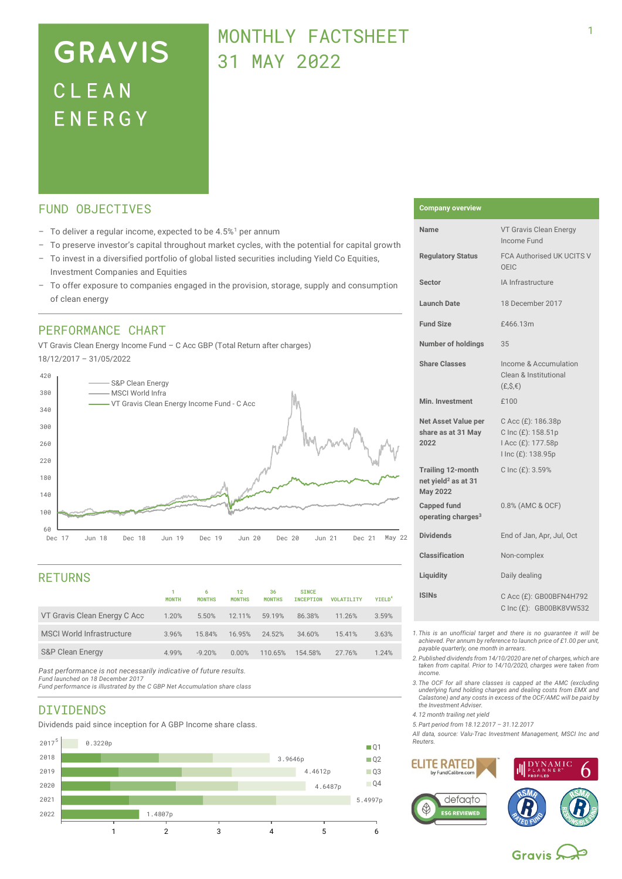# GRAVIS CLEAN ENERGY

# MONTHLY FACTSHEET 31 MAY 2022

## FUND OBJECTIVES

- To deliver a regular income, expected to be 4.5%[1] per annum
- To preserve investor's capital throughout market cycles, with the potential for capital growth
- To invest in a diversified portfolio of global listed securities including Yield Co Equities, Investment Companies and Equities
- To offer exposure to companies engaged in the provision, storage, supply and consumption of clean energy

## PERFORMANCE CHART

VT Gravis Clean Energy Income Fund – C Acc GBP (Total Return after charges)
18/12/2017 – 31/05/2022

## RETURNS

| | 1 MONTH | 6 MONTHS | 12 MONTHS | 36 MONTHS | SINCE INCEPTION | VOLATILITY | YIELD[4] |
|---|---|---|---|---|---|---|---|
| VT Gravis Clean Energy C Acc | 1.20% | 5.50% | 12.11% | 59.19% | 86.38% | 11.26% | 3.59% |
| MSCI World Infrastructure | 3.96% | 15.84% | 16.95% | 24.52% | 34.60% | 15.41% | 3.63% |
| S&P Clean Energy | 4.99% | -9.20% | 0.00% | 110.65% | 154.58% | 27.76% | 1.24% |

*Past performance is not necessarily indicative of future results.*
*Fund launched on 18 December 2017*
*Fund performance is illustrated by the C GBP Net Accumulation share class*

## DIVIDENDS

Dividends paid since inception for A GBP Income share class.

| Year | Total |
|---|---|
| 2017[5] | 0.3220p |
| 2018 | 3.9646p |
| 2019 | 4.4612p |
| 2020 | 4.6487p |
| 2021 | 5.4997p |
| 2022 | 1.4807p |

## Company overview

| | |
|---|---|
| Name | VT Gravis Clean Energy Income Fund |
| Regulatory Status | FCA Authorised UK UCITS V OEIC |
| Sector | IA Infrastructure |
| Launch Date | 18 December 2017 |
| Fund Size | £466.13m |
| Number of holdings | 35 |
| Share Classes | Income & Accumulation Clean & Institutional (£,$,€) |
| Min. Investment | £100 |
| Net Asset Value per share as at 31 May 2022 | C Acc (£): 186.38p C Inc (£): 158.51p I Acc (£): 177.58p I Inc (£): 138.95p |
| Trailing 12-month net yield[2] as at 31 May 2022 | C Inc (£): 3.59% |
| Capped fund operating charges[3] | 0.8% (AMC & OCF) |
| Dividends | End of Jan, Apr, Jul, Oct |
| Classification | Non-complex |
| Liquidity | Daily dealing |
| ISINs | C Acc (£): GB00BFN4H792 C Inc (£): GB00BK8VW532 |

*1. This is an unofficial target and there is no guarantee it will be achieved. Per annum by reference to launch price of £1.00 per unit, payable quarterly, one month in arrears.*

*2. Published dividends from 14/10/2020 are net of charges, which are taken from capital. Prior to 14/10/2020, charges were taken from income.*

*3. The OCF for all share classes is capped at the AMC (excluding underlying fund holding charges and dealing costs from EMX and Calastone) and any costs in excess of the OCF/AMC will be paid by the Investment Adviser.*

*4. 12 month trailing net yield*

*5. Part period from 18.12.2017 – 31.12.2017*

*All data, source: Valu-Trac Investment Management, MSCI Inc and Reuters.*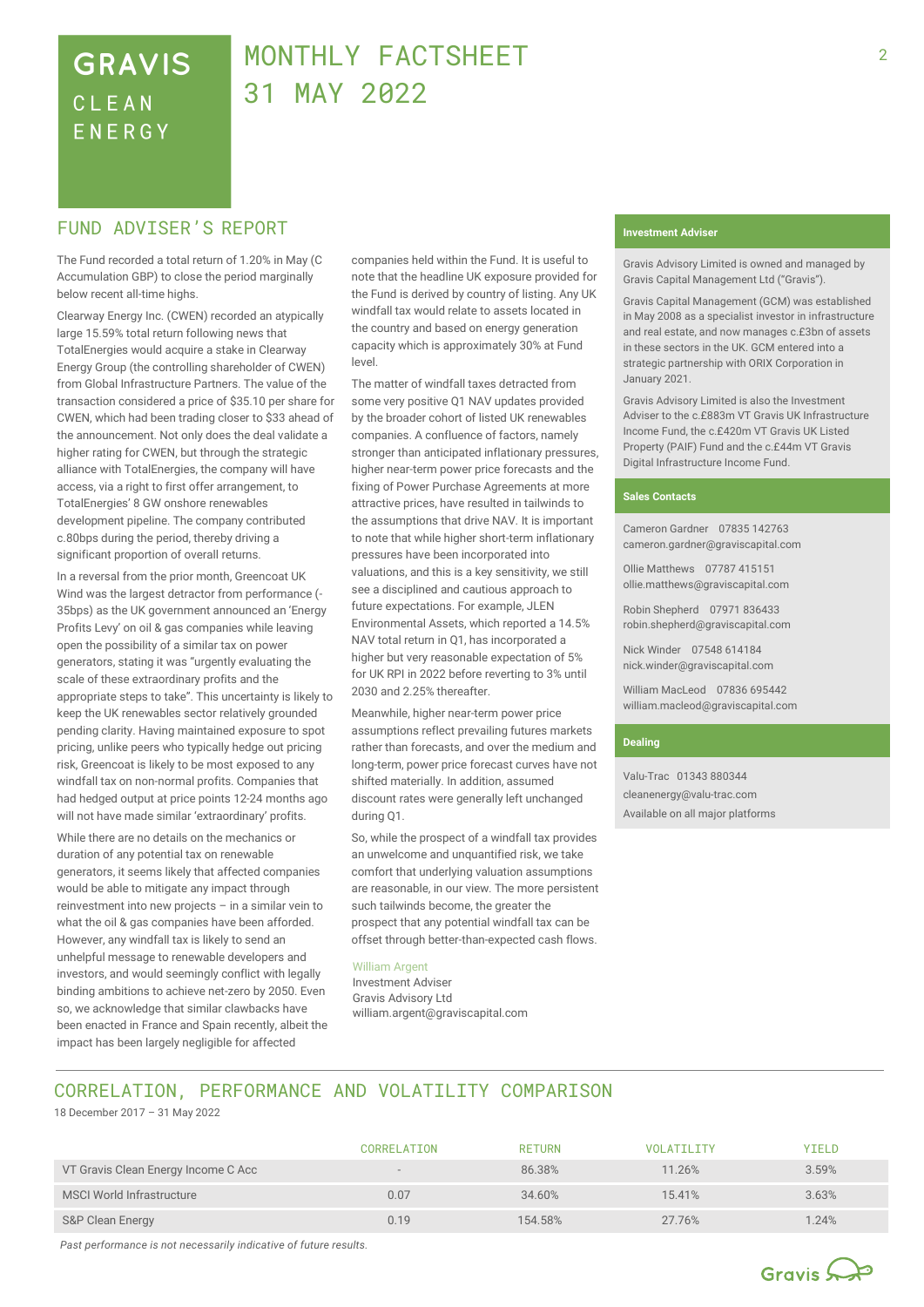# GRAVIS CLEAN ENERGY

# MONTHLY FACTSHEET 31 MAY 2022

## FUND ADVISER'S REPORT

The Fund recorded a total return of 1.20% in May (C Accumulation GBP) to close the period marginally below recent all-time highs.

Clearway Energy Inc. (CWEN) recorded an atypically large 15.59% total return following news that TotalEnergies would acquire a stake in Clearway Energy Group (the controlling shareholder of CWEN) from Global Infrastructure Partners. The value of the transaction considered a price of $35.10 per share for CWEN, which had been trading closer to $33 ahead of the announcement. Not only does the deal validate a higher rating for CWEN, but through the strategic alliance with TotalEnergies, the company will have access, via a right to first offer arrangement, to TotalEnergies' 8 GW onshore renewables development pipeline. The company contributed c.80bps during the period, thereby driving a significant proportion of overall returns.

In a reversal from the prior month, Greencoat UK Wind was the largest detractor from performance (-35bps) as the UK government announced an 'Energy Profits Levy' on oil & gas companies while leaving open the possibility of a similar tax on power generators, stating it was "urgently evaluating the scale of these extraordinary profits and the appropriate steps to take". This uncertainty is likely to keep the UK renewables sector relatively grounded pending clarity. Having maintained exposure to spot pricing, unlike peers who typically hedge out pricing risk, Greencoat is likely to be most exposed to any windfall tax on non-normal profits. Companies that had hedged output at price points 12-24 months ago will not have made similar 'extraordinary' profits.

While there are no details on the mechanics or duration of any potential tax on renewable generators, it seems likely that affected companies would be able to mitigate any impact through reinvestment into new projects – in a similar vein to what the oil & gas companies have been afforded. However, any windfall tax is likely to send an unhelpful message to renewable developers and investors, and would seemingly conflict with legally binding ambitions to achieve net-zero by 2050. Even so, we acknowledge that similar clawbacks have been enacted in France and Spain recently, albeit the impact has been largely negligible for affected companies held within the Fund. It is useful to note that the headline UK exposure provided for the Fund is derived by country of listing. Any UK windfall tax would relate to assets located in the country and based on energy generation capacity which is approximately 30% at Fund level.

The matter of windfall taxes detracted from some very positive Q1 NAV updates provided by the broader cohort of listed UK renewables companies. A confluence of factors, namely stronger than anticipated inflationary pressures, higher near-term power price forecasts and the fixing of Power Purchase Agreements at more attractive prices, have resulted in tailwinds to the assumptions that drive NAV. It is important to note that while higher short-term inflationary pressures have been incorporated into valuations, and this is a key sensitivity, we still see a disciplined and cautious approach to future expectations. For example, JLEN Environmental Assets, which reported a 14.5% NAV total return in Q1, has incorporated a higher but very reasonable expectation of 5% for UK RPI in 2022 before reverting to 3% until 2030 and 2.25% thereafter.

Meanwhile, higher near-term power price assumptions reflect prevailing futures markets rather than forecasts, and over the medium and long-term, power price forecast curves have not shifted materially. In addition, assumed discount rates were generally left unchanged during Q1.

So, while the prospect of a windfall tax provides an unwelcome and unquantified risk, we take comfort that underlying valuation assumptions are reasonable, in our view. The more persistent such tailwinds become, the greater the prospect that any potential windfall tax can be offset through better-than-expected cash flows.

William Argent
Investment Adviser
Gravis Advisory Ltd
william.argent@graviscapital.com

### Investment Adviser

Gravis Advisory Limited is owned and managed by Gravis Capital Management Ltd ("Gravis").

Gravis Capital Management (GCM) was established in May 2008 as a specialist investor in infrastructure and real estate, and now manages c.£3bn of assets in these sectors in the UK. GCM entered into a strategic partnership with ORIX Corporation in January 2021.

Gravis Advisory Limited is also the Investment Adviser to the c.£883m VT Gravis UK Infrastructure Income Fund, the c.£420m VT Gravis UK Listed Property (PAIF) Fund and the c.£44m VT Gravis Digital Infrastructure Income Fund.

### Sales Contacts

Cameron Gardner 07835 142763
cameron.gardner@graviscapital.com

Ollie Matthews 07787 415151
ollie.matthews@graviscapital.com

Robin Shepherd 07971 836433
robin.shepherd@graviscapital.com

Nick Winder 07548 614184
nick.winder@graviscapital.com

William MacLeod 07836 695442
william.macleod@graviscapital.com

### Dealing

Valu-Trac 01343 880344
cleanenergy@valu-trac.com
Available on all major platforms

## CORRELATION, PERFORMANCE AND VOLATILITY COMPARISON

18 December 2017 – 31 May 2022

| | CORRELATION | RETURN | VOLATILITY | YIELD |
|---|---|---|---|---|
| VT Gravis Clean Energy Income C Acc | - | 86.38% | 11.26% | 3.59% |
| MSCI World Infrastructure | 0.07 | 34.60% | 15.41% | 3.63% |
| S&P Clean Energy | 0.19 | 154.58% | 27.76% | 1.24% |

*Past performance is not necessarily indicative of future results.*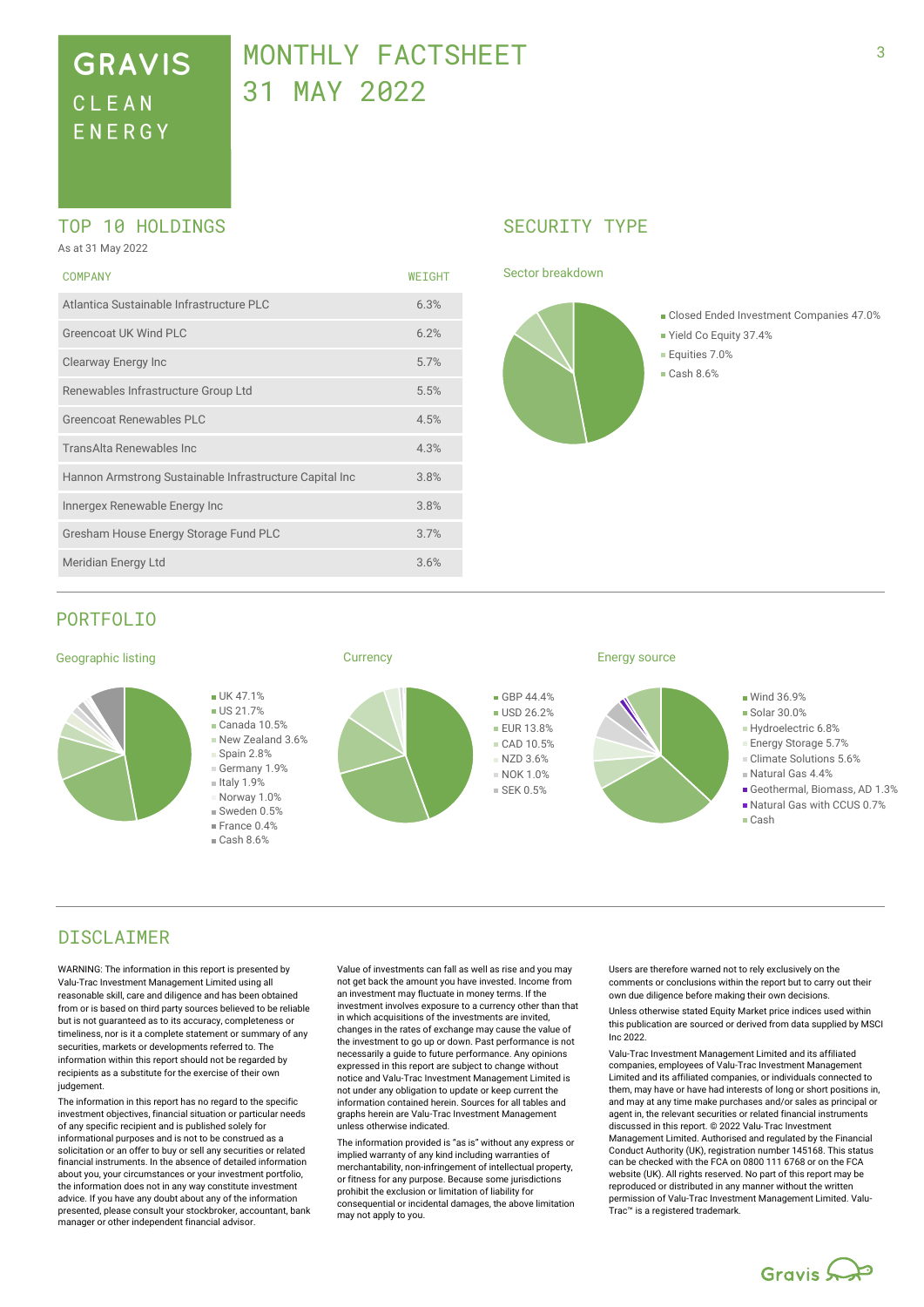# GRAVIS CLEAN ENERGY

# MONTHLY FACTSHEET 31 MAY 2022

## TOP 10 HOLDINGS

As at 31 May 2022

| COMPANY | WEIGHT |
|---|---|
| Atlantica Sustainable Infrastructure PLC | 6.3% |
| Greencoat UK Wind PLC | 6.2% |
| Clearway Energy Inc | 5.7% |
| Renewables Infrastructure Group Ltd | 5.5% |
| Greencoat Renewables PLC | 4.5% |
| TransAlta Renewables Inc | 4.3% |
| Hannon Armstrong Sustainable Infrastructure Capital Inc | 3.8% |
| Innergex Renewable Energy Inc | 3.8% |
| Gresham House Energy Storage Fund PLC | 3.7% |
| Meridian Energy Ltd | 3.6% |

## SECURITY TYPE

Sector breakdown

- Closed Ended Investment Companies 47.0%
- Yield Co Equity 37.4%
- Equities 7.0%
- Cash 8.6%

## PORTFOLIO

Geographic listing

- UK 47.1%
- US 21.7%
- Canada 10.5%
- New Zealand 3.6%
- Spain 2.8%
- Germany 1.9%
- Italy 1.9%
- Norway 1.0%
- Sweden 0.5%
- France 0.4%
- Cash 8.6%

Currency

- GBP 44.4%
- USD 26.2%
- EUR 13.8%
- CAD 10.5%
- NZD 3.6%
- NOK 1.0%
- SEK 0.5%

Energy source

- Wind 36.9%
- Solar 30.0%
- Hydroelectric 6.8%
- Energy Storage 5.7%
- Climate Solutions 5.6%
- Natural Gas 4.4%
- Geothermal, Biomass, AD 1.3%
- Natural Gas with CCUS 0.7%
- Cash

## DISCLAIMER

WARNING: The information in this report is presented by Valu-Trac Investment Management Limited using all reasonable skill, care and diligence and has been obtained from or is based on third party sources believed to be reliable but is not guaranteed as to its accuracy, completeness or timeliness, nor is it a complete statement or summary of any securities, markets or developments referred to. The information within this report should not be regarded by recipients as a substitute for the exercise of their own judgement.

The information in this report has no regard to the specific investment objectives, financial situation or particular needs of any specific recipient and is published solely for informational purposes and is not to be construed as a solicitation or an offer to buy or sell any securities or related financial instruments. In the absence of detailed information about you, your circumstances or your investment portfolio, the information does not in any way constitute investment advice. If you have any doubt about any of the information presented, please consult your stockbroker, accountant, bank manager or other independent financial advisor.

Value of investments can fall as well as rise and you may not get back the amount you have invested. Income from an investment may fluctuate in money terms. If the investment involves exposure to a currency other than that in which acquisitions of the investments are invited, changes in the rates of exchange may cause the value of the investment to go up or down. Past performance is not necessarily a guide to future performance. Any opinions expressed in this report are subject to change without notice and Valu-Trac Investment Management Limited is not under any obligation to update or keep current the information contained herein. Sources for all tables and graphs herein are Valu-Trac Investment Management unless otherwise indicated.

The information provided is "as is" without any express or implied warranty of any kind including warranties of merchantability, non-infringement of intellectual property, or fitness for any purpose. Because some jurisdictions prohibit the exclusion or limitation of liability for consequential or incidental damages, the above limitation may not apply to you.

Users are therefore warned not to rely exclusively on the comments or conclusions within the report but to carry out their own due diligence before making their own decisions.

Unless otherwise stated Equity Market price indices used within this publication are sourced or derived from data supplied by MSCI Inc 2022.

Valu-Trac Investment Management Limited and its affiliated companies, employees of Valu-Trac Investment Management Limited and its affiliated companies, or individuals connected to them, may have or have had interests of long or short positions in, and may at any time make purchases and/or sales as principal or agent in, the relevant securities or related financial instruments discussed in this report. © 2022 Valu-Trac Investment Management Limited. Authorised and regulated by the Financial Conduct Authority (UK), registration number 145168. This status can be checked with the FCA on 0800 111 6768 or on the FCA website (UK). All rights reserved. No part of this report may be reproduced or distributed in any manner without the written permission of Valu-Trac Investment Management Limited. Valu-Trac™ is a registered trademark.

Gravis